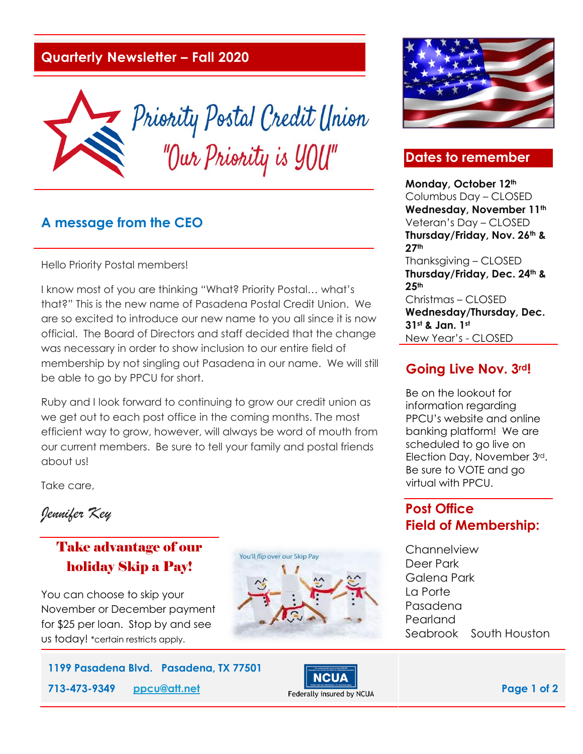# Quarterly Newsletter – Fall 2020

## Priority Postal Credit Union
### "Our Priority is YOU"

## A message from the CEO

Hello Priority Postal members!

I know most of you are thinking "What? Priority Postal… what's that?" This is the new name of Pasadena Postal Credit Union. We are so excited to introduce our new name to you all since it is now official. The Board of Directors and staff decided that the change was necessary in order to show inclusion to our entire field of membership by not singling out Pasadena in our name. We will still be able to go by PPCU for short.

Ruby and I look forward to continuing to grow our credit union as we get out to each post office in the coming months. The most efficient way to grow, however, will always be word of mouth from our current members. Be sure to tell your family and postal friends about us!

Take care,

*Jennifer Key*

## Take advantage of our holiday Skip a Pay!

You can choose to skip your November or December payment for $25 per loan. Stop by and see us today! *certain restricts apply.

You'll *flip* over our Skip Pay

## Dates to remember

**Monday, October 12th**
Columbus Day – CLOSED

**Wednesday, November 11th**
Veteran's Day – CLOSED

**Thursday/Friday, Nov. 26th & 27th**
Thanksgiving – CLOSED

**Thursday/Friday, Dec. 24th & 25th**
Christmas – CLOSED

**Wednesday/Thursday, Dec. 31st & Jan. 1st**
New Year's - CLOSED

## Going Live Nov. 3rd!

Be on the lookout for information regarding PPCU's website and online banking platform! We are scheduled to go live on Election Day, November 3rd. Be sure to VOTE and go virtual with PPCU.

## Post Office Field of Membership:

Channelview
Deer Park
Galena Park
La Porte
Pasadena
Pearland
Seabrook
South Houston

1199 Pasadena Blvd. Pasadena, TX 77501
713-473-9349 ppcu@att.net

NCUA — Federally insured by NCUA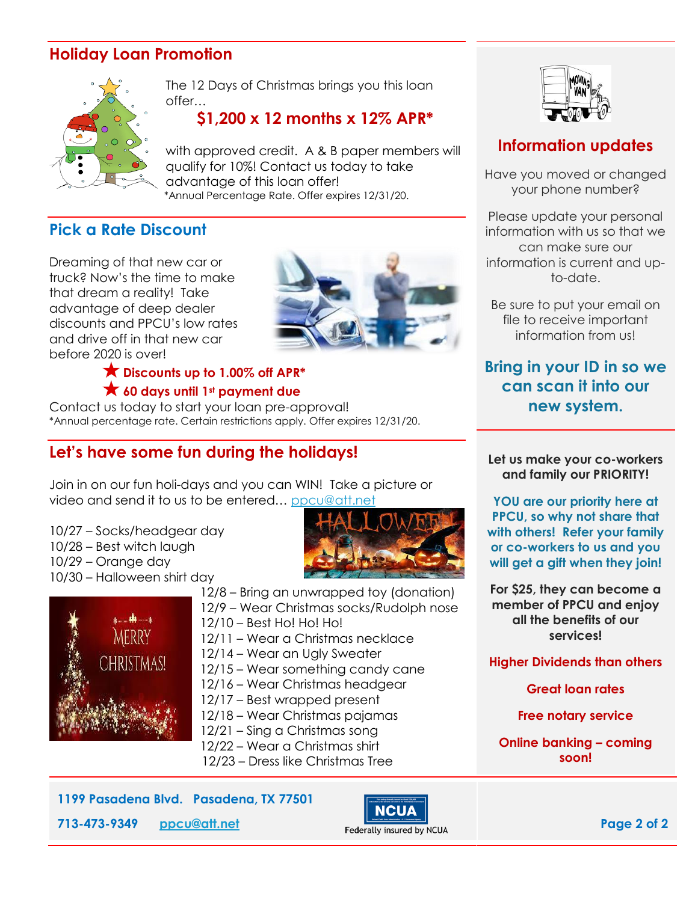## Holiday Loan Promotion

The 12 Days of Christmas brings you this loan offer…

**$1,200 x 12 months x 12% APR***

with approved credit. A & B paper members will qualify for 10%! Contact us today to take advantage of this loan offer!

*Annual Percentage Rate. Offer expires 12/31/20.

## Pick a Rate Discount

Dreaming of that new car or truck? Now's the time to make that dream a reality! Take advantage of deep dealer discounts and PPCU's low rates and drive off in that new car before 2020 is over!

★ **Discounts up to 1.00% off APR***

★ **60 days until 1st payment due**

Contact us today to start your loan pre-approval!

*Annual percentage rate. Certain restrictions apply. Offer expires 12/31/20.

## Let's have some fun during the holidays!

Join in on our fun holi-days and you can WIN! Take a picture or video and send it to us to be entered… ppcu@att.net

10/27 – Socks/headgear day
10/28 – Best witch laugh
10/29 – Orange day
10/30 – Halloween shirt day

12/8 – Bring an unwrapped toy (donation)
12/9 – Wear Christmas socks/Rudolph nose
12/10 – Best Ho! Ho! Ho!
12/11 – Wear a Christmas necklace
12/14 – Wear an Ugly Sweater
12/15 – Wear something candy cane
12/16 – Wear Christmas headgear
12/17 – Best wrapped present
12/18 – Wear Christmas pajamas
12/21 – Sing a Christmas song
12/22 – Wear a Christmas shirt
12/23 – Dress like Christmas Tree

## Information updates

Have you moved or changed your phone number?

Please update your personal information with us so that we can make sure our information is current and up-to-date.

Be sure to put your email on file to receive important information from us!

**Bring in your ID in so we can scan it into our new system.**

**Let us make your co-workers and family our PRIORITY!**

**YOU are our priority here at PPCU, so why not share that with others! Refer your family or co-workers to us and you will get a gift when they join!**

**For $25, they can become a member of PPCU and enjoy all the benefits of our services!**

**Higher Dividends than others**

**Great loan rates**

**Free notary service**

**Online banking – coming soon!**

**1199 Pasadena Blvd. Pasadena, TX 77501**

**713-473-9349** ppcu@att.net

Federally insured by NCUA